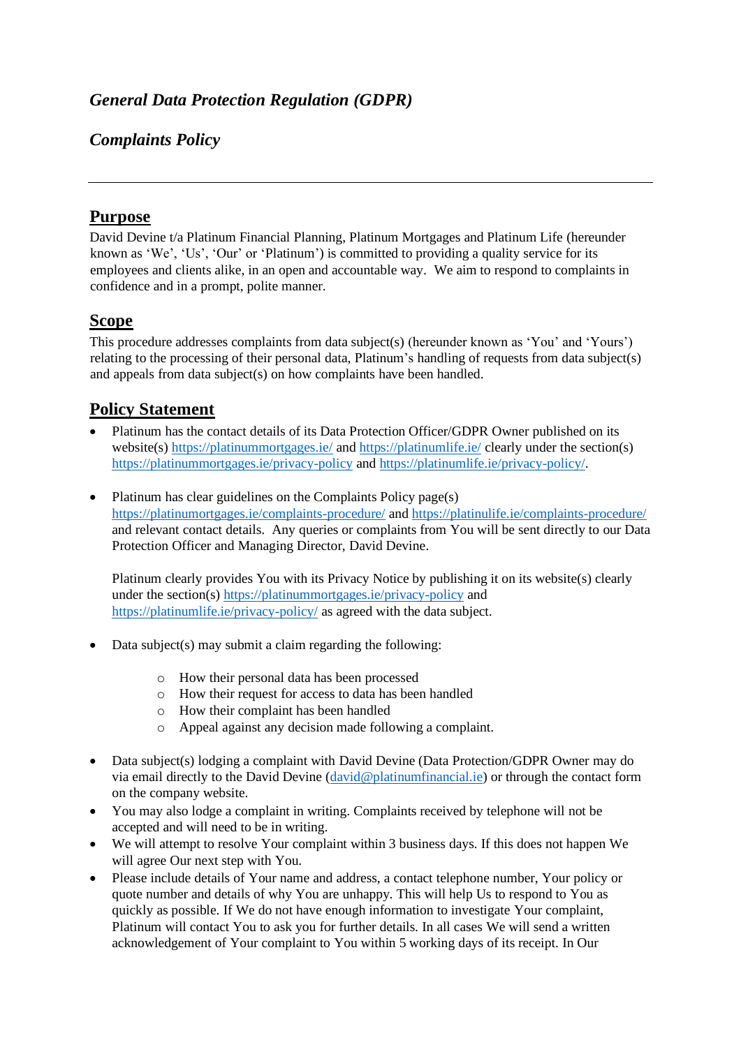# *General Data Protection Regulation (GDPR)*

## *Complaints Policy*

---

## Purpose

David Devine t/a Platinum Financial Planning, Platinum Mortgages and Platinum Life (hereunder known as 'We', 'Us', 'Our' or 'Platinum') is committed to providing a quality service for its employees and clients alike, in an open and accountable way. We aim to respond to complaints in confidence and in a prompt, polite manner.

## Scope

This procedure addresses complaints from data subject(s) (hereunder known as 'You' and 'Yours') relating to the processing of their personal data, Platinum's handling of requests from data subject(s) and appeals from data subject(s) on how complaints have been handled.

## Policy Statement

- Platinum has the contact details of its Data Protection Officer/GDPR Owner published on its website(s) https://platinummortgages.ie/ and https://platinumlife.ie/ clearly under the section(s) https://platinummortgages.ie/privacy-policy and https://platinumlife.ie/privacy-policy/.

- Platinum has clear guidelines on the Complaints Policy page(s) https://platinumortgages.ie/complaints-procedure/ and https://platinulife.ie/complaints-procedure/ and relevant contact details. Any queries or complaints from You will be sent directly to our Data Protection Officer and Managing Director, David Devine.

  Platinum clearly provides You with its Privacy Notice by publishing it on its website(s) clearly under the section(s) https://platinummortgages.ie/privacy-policy and https://platinumlife.ie/privacy-policy/ as agreed with the data subject.

- Data subject(s) may submit a claim regarding the following:

  - How their personal data has been processed
  - How their request for access to data has been handled
  - How their complaint has been handled
  - Appeal against any decision made following a complaint.

- Data subject(s) lodging a complaint with David Devine (Data Protection/GDPR Owner may do via email directly to the David Devine (david@platinumfinancial.ie) or through the contact form on the company website.
- You may also lodge a complaint in writing. Complaints received by telephone will not be accepted and will need to be in writing.
- We will attempt to resolve Your complaint within 3 business days. If this does not happen We will agree Our next step with You.
- Please include details of Your name and address, a contact telephone number, Your policy or quote number and details of why You are unhappy. This will help Us to respond to You as quickly as possible. If We do not have enough information to investigate Your complaint, Platinum will contact You to ask you for further details. In all cases We will send a written acknowledgement of Your complaint to You within 5 working days of its receipt. In Our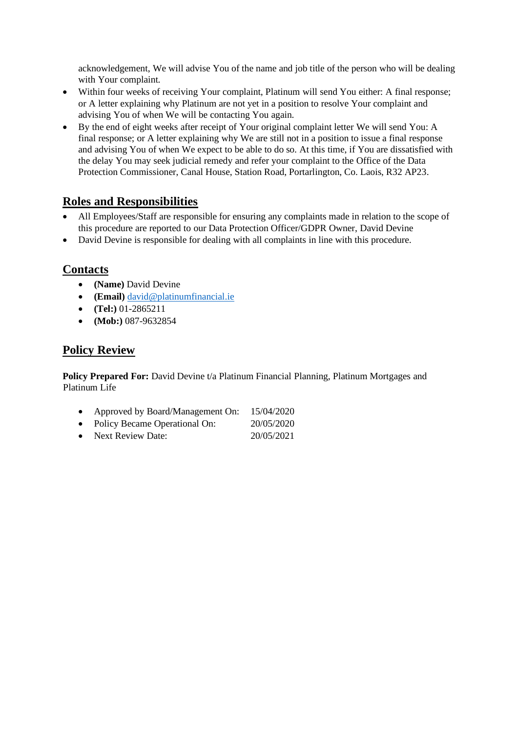acknowledgement, We will advise You of the name and job title of the person who will be dealing with Your complaint.

- Within four weeks of receiving Your complaint, Platinum will send You either: A final response; or A letter explaining why Platinum are not yet in a position to resolve Your complaint and advising You of when We will be contacting You again.
- By the end of eight weeks after receipt of Your original complaint letter We will send You: A final response; or A letter explaining why We are still not in a position to issue a final response and advising You of when We expect to be able to do so. At this time, if You are dissatisfied with the delay You may seek judicial remedy and refer your complaint to the Office of the Data Protection Commissioner, Canal House, Station Road, Portarlington, Co. Laois, R32 AP23.

## Roles and Responsibilities

- All Employees/Staff are responsible for ensuring any complaints made in relation to the scope of this procedure are reported to our Data Protection Officer/GDPR Owner, David Devine
- David Devine is responsible for dealing with all complaints in line with this procedure.

## Contacts

- **(Name)** David Devine
- **(Email)** david@platinumfinancial.ie
- **(Tel:)** 01-2865211
- **(Mob:)** 087-9632854

## Policy Review

**Policy Prepared For:** David Devine t/a Platinum Financial Planning, Platinum Mortgages and Platinum Life

- Approved by Board/Management On: 15/04/2020
- Policy Became Operational On: 20/05/2020
- Next Review Date: 20/05/2021